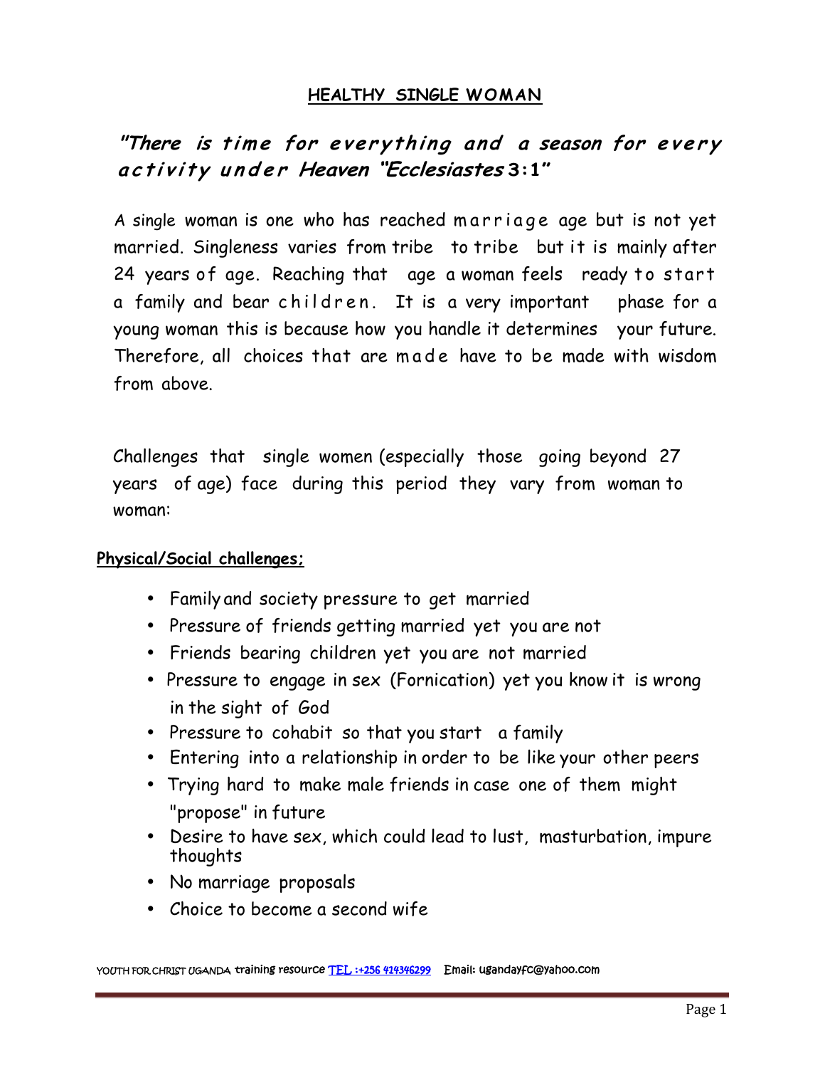# HEALTHY SINGLE WOMAN

***"There is time for everything and a season for every activity under Heaven "Ecclesiastes 3:1"***

A single woman is one who has reached marriage age but is not yet married. Singleness varies from tribe to tribe but it is mainly after 24 years of age. Reaching that age a woman feels ready to start a family and bear children. It is a very important phase for a young woman this is because how you handle it determines your future. Therefore, all choices that are made have to be made with wisdom from above.

Challenges that single women (especially those going beyond 27 years of age) face during this period they vary from woman to woman:

**Physical/Social challenges;**

- Family and society pressure to get married
- Pressure of friends getting married yet you are not
- Friends bearing children yet you are not married
- Pressure to engage in sex (Fornication) yet you know it is wrong in the sight of God
- Pressure to cohabit so that you start a family
- Entering into a relationship in order to be like your other peers
- Trying hard to make male friends in case one of them might "propose" in future
- Desire to have sex, which could lead to lust, masturbation, impure thoughts
- No marriage proposals
- Choice to become a second wife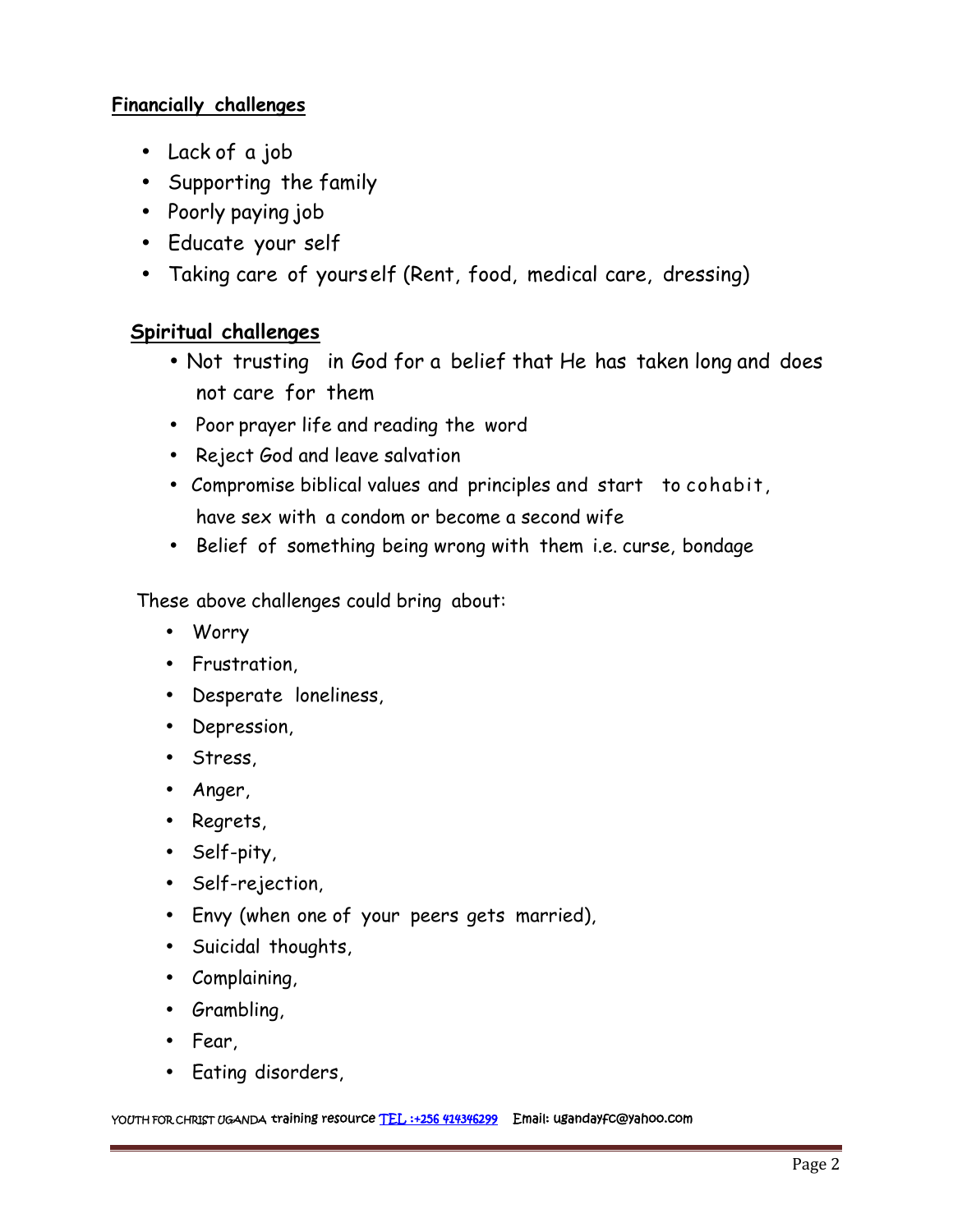**Financially challenges**

- Lack of a job
- Supporting the family
- Poorly paying job
- Educate your self
- Taking care of yourself (Rent, food, medical care, dressing)

**Spiritual challenges**

- Not trusting in God for a belief that He has taken long and does not care for them
- Poor prayer life and reading the word
- Reject God and leave salvation
- Compromise biblical values and principles and start to cohabit, have sex with a condom or become a second wife
- Belief of something being wrong with them i.e. curse, bondage

These above challenges could bring about:

- Worry
- Frustration,
- Desperate loneliness,
- Depression,
- Stress,
- Anger,
- Regrets,
- Self-pity,
- Self-rejection,
- Envy (when one of your peers gets married),
- Suicidal thoughts,
- Complaining,
- Grambling,
- Fear,
- Eating disorders,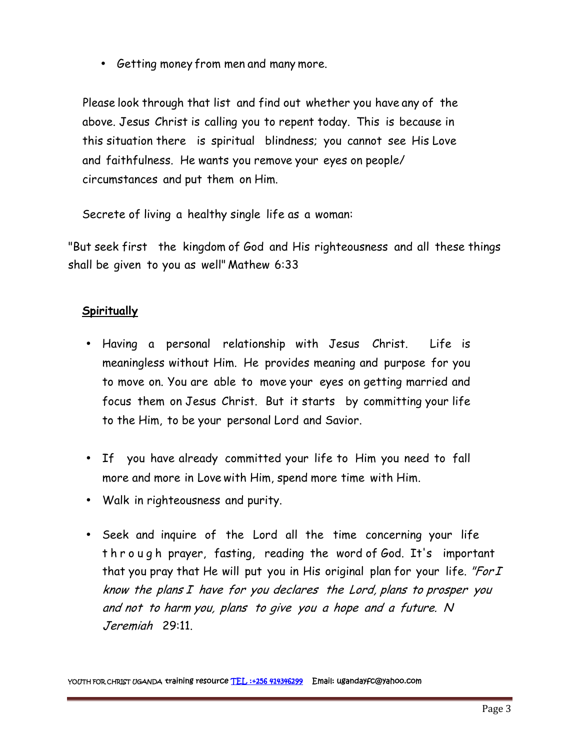- Getting money from men and many more.

Please look through that list and find out whether you have any of the above. Jesus Christ is calling you to repent today. This is because in this situation there is spiritual blindness; you cannot see His Love and faithfulness. He wants you remove your eyes on people/ circumstances and put them on Him.

Secrete of living a healthy single life as a woman:

"But seek first the kingdom of God and His righteousness and all these things shall be given to you as well" Mathew 6:33

**Spiritually**

- Having a personal relationship with Jesus Christ. Life is meaningless without Him. He provides meaning and purpose for you to move on. You are able to move your eyes on getting married and focus them on Jesus Christ. But it starts by committing your life to the Him, to be your personal Lord and Savior.

- If you have already committed your life to Him you need to fall more and more in Love with Him, spend more time with Him.
- Walk in righteousness and purity.

- Seek and inquire of the Lord all the time concerning your life through prayer, fasting, reading the word of God. It's important that you pray that He will put you in His original plan for your life. *"For I know the plans I have for you declares the Lord, plans to prosper you and not to harm you, plans to give you a hope and a future. N Jeremiah* 29:11.

YOUTH FOR CHRIST UGANDA training resource TEL :+256 414346299 Email: ugandayfc@yahoo.com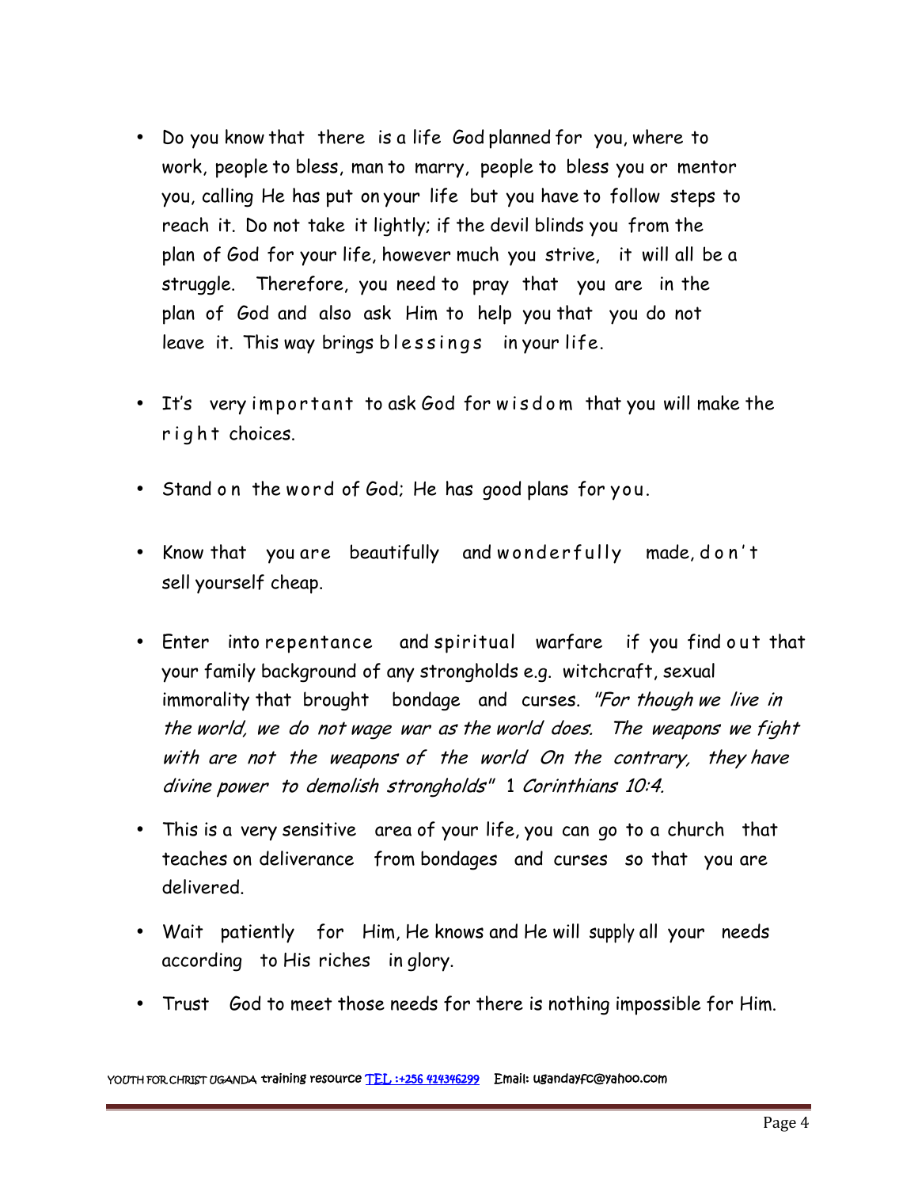- Do you know that there is a life God planned for you, where to work, people to bless, man to marry, people to bless you or mentor you, calling He has put on your life but you have to follow steps to reach it. Do not take it lightly; if the devil blinds you from the plan of God for your life, however much you strive, it will all be a struggle. Therefore, you need to pray that you are in the plan of God and also ask Him to help you that you do not leave it. This way brings blessings in your life.

- It's very important to ask God for wisdom that you will make the right choices.

- Stand on the word of God; He has good plans for you.

- Know that you are beautifully and wonderfully made, don't sell yourself cheap.

- Enter into repentance and spiritual warfare if you find out that your family background of any strongholds e.g. witchcraft, sexual immorality that brought bondage and curses. *"For though we live in the world, we do not wage war as the world does. The weapons we fight with are not the weapons of the world On the contrary, they have divine power to demolish strongholds"* 1 *Corinthians 10:4.*

- This is a very sensitive area of your life, you can go to a church that teaches on deliverance from bondages and curses so that you are delivered.

- Wait patiently for Him, He knows and He will supply all your needs according to His riches in glory.

- Trust God to meet those needs for there is nothing impossible for Him.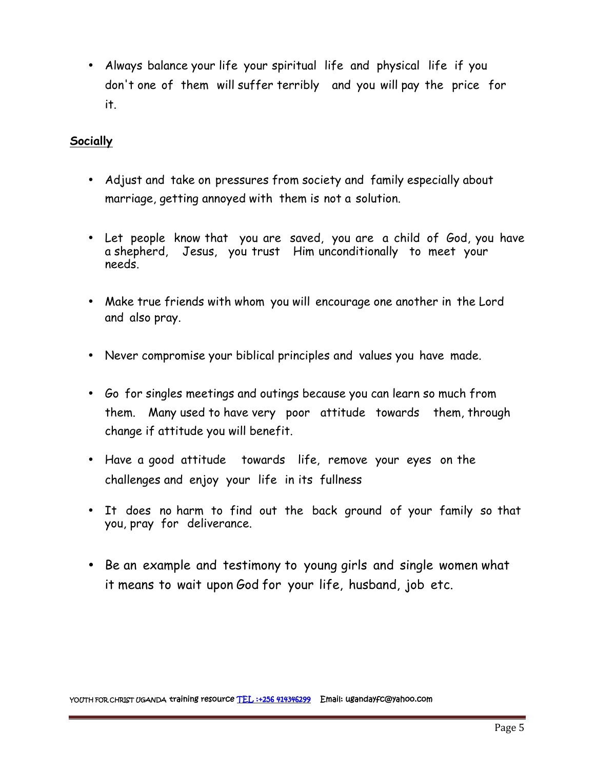- Always balance your life your spiritual life and physical life if you don't one of them will suffer terribly and you will pay the price for it.

**Socially**

- Adjust and take on pressures from society and family especially about marriage, getting annoyed with them is not a solution.

- Let people know that you are saved, you are a child of God, you have a shepherd, Jesus, you trust Him unconditionally to meet your needs.

- Make true friends with whom you will encourage one another in the Lord and also pray.

- Never compromise your biblical principles and values you have made.

- Go for singles meetings and outings because you can learn so much from them. Many used to have very poor attitude towards them, through change if attitude you will benefit.

- Have a good attitude towards life, remove your eyes on the challenges and enjoy your life in its fullness

- It does no harm to find out the back ground of your family so that you, pray for deliverance.

- Be an example and testimony to young girls and single women what it means to wait upon God for your life, husband, job etc.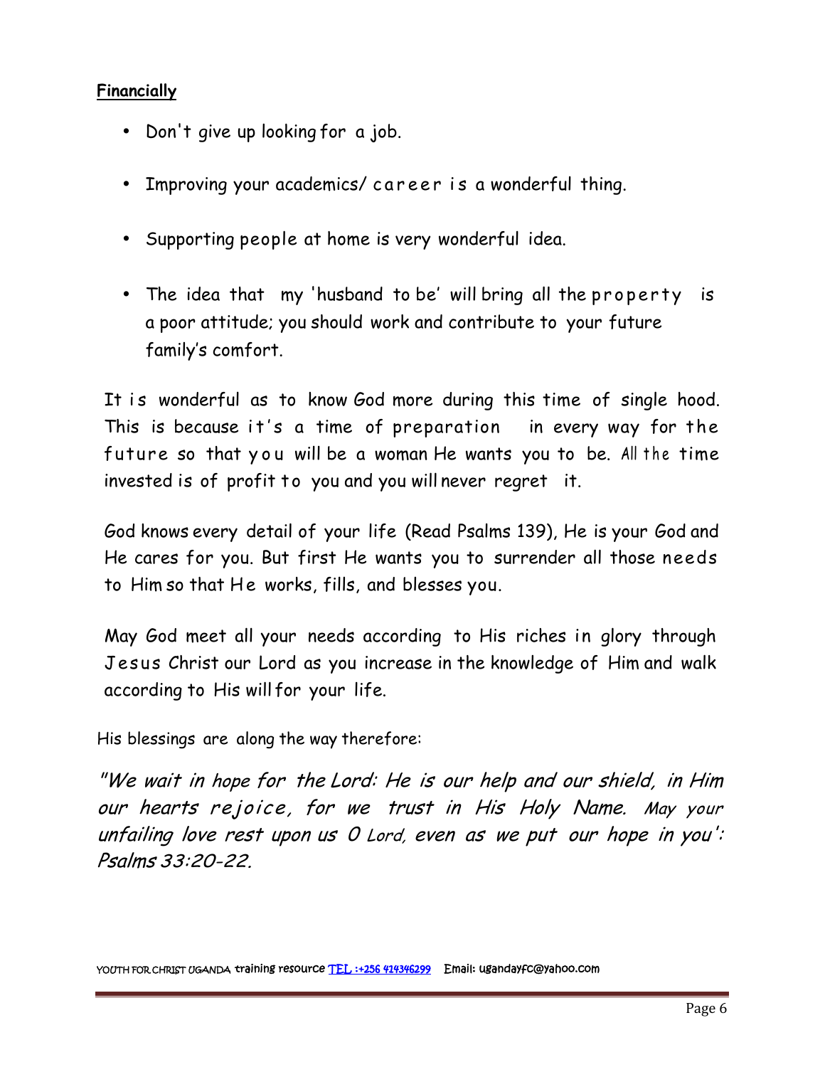**Financially**

- Don't give up looking for a job.
- Improving your academics/ career is a wonderful thing.
- Supporting people at home is very wonderful idea.
- The idea that my 'husband to be' will bring all the property is a poor attitude; you should work and contribute to your future family's comfort.

It is wonderful as to know God more during this time of single hood. This is because it's a time of preparation in every way for the future so that you will be a woman He wants you to be. All the time invested is of profit to you and you will never regret it.

God knows every detail of your life (Read Psalms 139), He is your God and He cares for you. But first He wants you to surrender all those needs to Him so that He works, fills, and blesses you.

May God meet all your needs according to His riches in glory through Jesus Christ our Lord as you increase in the knowledge of Him and walk according to His will for your life.

His blessings are along the way therefore:

*"We wait in hope for the Lord: He is our help and our shield, in Him our hearts rejoice, for we trust in His Holy Name. May your unfailing love rest upon us O Lord, even as we put our hope in you': Psalms 33:20-22.*

YOUTH FOR CHRIST UGANDA training resource TEL :+256 414346299 Email: ugandayfc@yahoo.com